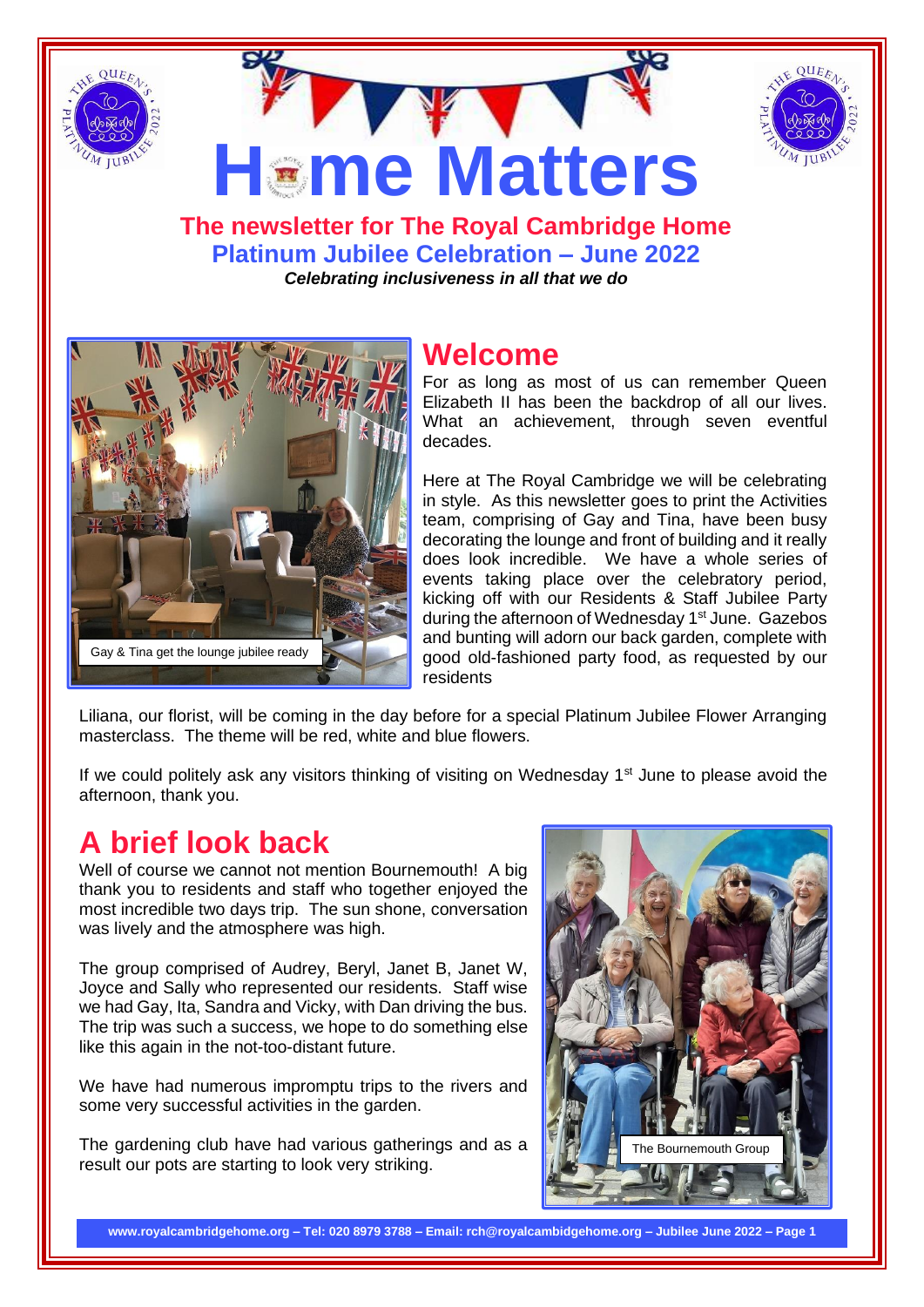# Home Matters

**The newsletter for The Royal Cambridge Home**

**Platinum Jubilee Celebration – June 2022**

***Celebrating inclusiveness in all that we do***

Gay & Tina get the lounge jubilee ready

## Welcome

For as long as most of us can remember Queen Elizabeth II has been the backdrop of all our lives. What an achievement, through seven eventful decades.

Here at The Royal Cambridge we will be celebrating in style. As this newsletter goes to print the Activities team, comprising of Gay and Tina, have been busy decorating the lounge and front of building and it really does look incredible. We have a whole series of events taking place over the celebratory period, kicking off with our Residents & Staff Jubilee Party during the afternoon of Wednesday 1st June. Gazebos and bunting will adorn our back garden, complete with good old-fashioned party food, as requested by our residents

Liliana, our florist, will be coming in the day before for a special Platinum Jubilee Flower Arranging masterclass. The theme will be red, white and blue flowers.

If we could politely ask any visitors thinking of visiting on Wednesday 1st June to please avoid the afternoon, thank you.

## A brief look back

Well of course we cannot not mention Bournemouth! A big thank you to residents and staff who together enjoyed the most incredible two days trip. The sun shone, conversation was lively and the atmosphere was high.

The group comprised of Audrey, Beryl, Janet B, Janet W, Joyce and Sally who represented our residents. Staff wise we had Gay, Ita, Sandra and Vicky, with Dan driving the bus. The trip was such a success, we hope to do something else like this again in the not-too-distant future.

We have had numerous impromptu trips to the rivers and some very successful activities in the garden.

The gardening club have had various gatherings and as a result our pots are starting to look very striking.

The Bournemouth Group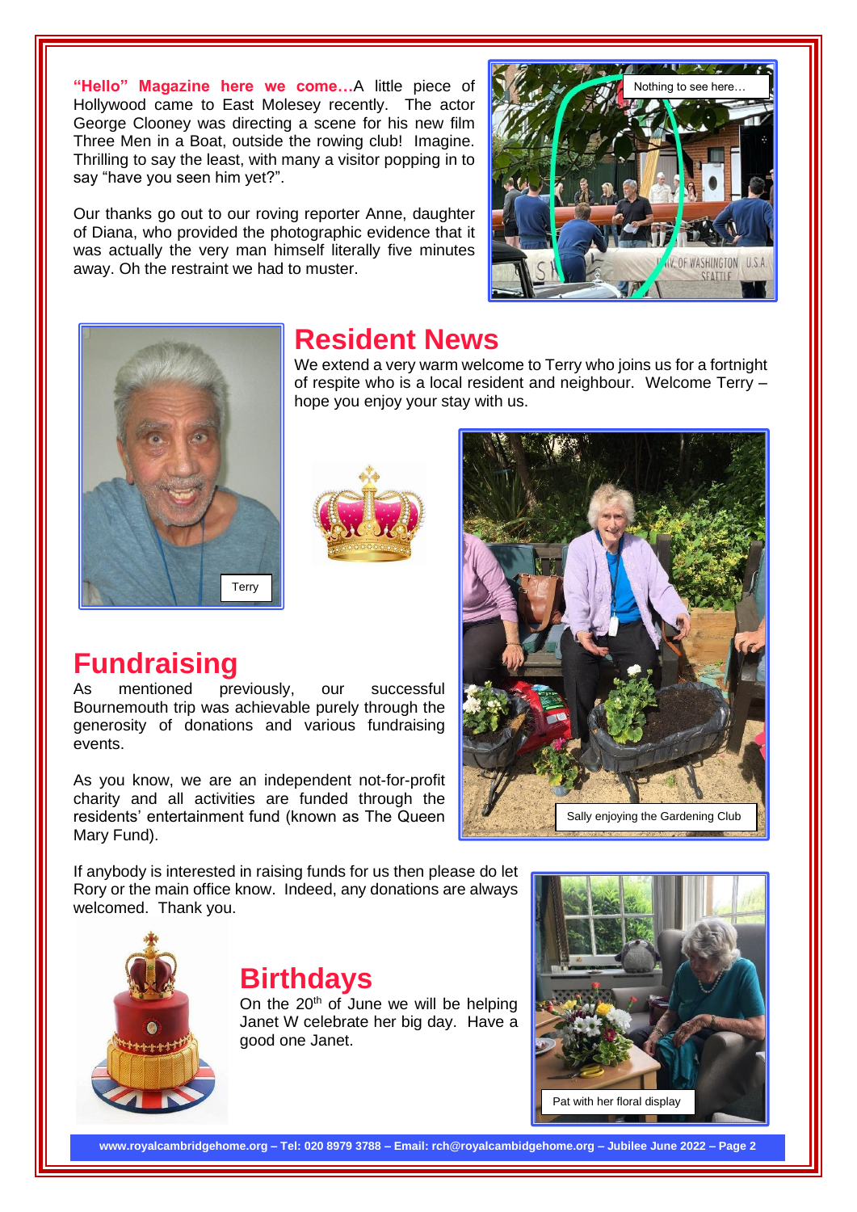**"Hello" Magazine here we come…** A little piece of Hollywood came to East Molesey recently. The actor George Clooney was directing a scene for his new film Three Men in a Boat, outside the rowing club! Imagine. Thrilling to say the least, with many a visitor popping in to say "have you seen him yet?".

Our thanks go out to our roving reporter Anne, daughter of Diana, who provided the photographic evidence that it was actually the very man himself literally five minutes away. Oh the restraint we had to muster.

Nothing to see here…

## Resident News

We extend a very warm welcome to Terry who joins us for a fortnight of respite who is a local resident and neighbour. Welcome Terry – hope you enjoy your stay with us.

Terry

Sally enjoying the Gardening Club

## Fundraising

As mentioned previously, our successful Bournemouth trip was achievable purely through the generosity of donations and various fundraising events.

As you know, we are an independent not-for-profit charity and all activities are funded through the residents' entertainment fund (known as The Queen Mary Fund).

If anybody is interested in raising funds for us then please do let Rory or the main office know. Indeed, any donations are always welcomed. Thank you.

## Birthdays

On the 20th of June we will be helping Janet W celebrate her big day. Have a good one Janet.

Pat with her floral display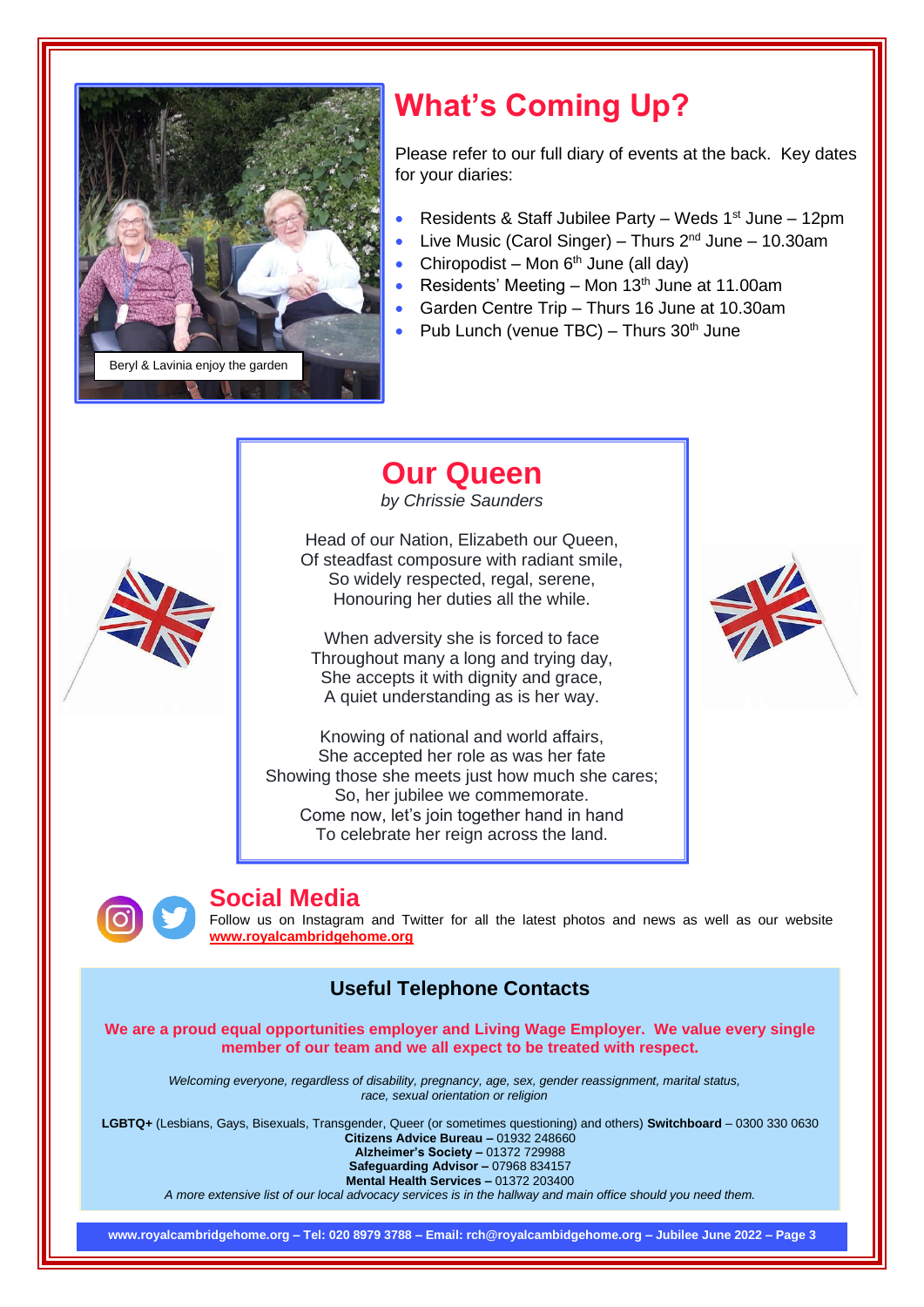Beryl & Lavinia enjoy the garden

## What's Coming Up?

Please refer to our full diary of events at the back. Key dates for your diaries:

- Residents & Staff Jubilee Party – Weds 1st June – 12pm
- Live Music (Carol Singer) – Thurs 2nd June – 10.30am
- Chiropodist – Mon 6th June (all day)
- Residents' Meeting – Mon 13th June at 11.00am
- Garden Centre Trip – Thurs 16 June at 10.30am
- Pub Lunch (venue TBC) – Thurs 30th June

## Our Queen

*by Chrissie Saunders*

Head of our Nation, Elizabeth our Queen,
Of steadfast composure with radiant smile,
So widely respected, regal, serene,
Honouring her duties all the while.

When adversity she is forced to face
Throughout many a long and trying day,
She accepts it with dignity and grace,
A quiet understanding as is her way.

Knowing of national and world affairs,
She accepted her role as was her fate
Showing those she meets just how much she cares;
So, her jubilee we commemorate.
Come now, let's join together hand in hand
To celebrate her reign across the land.

## Social Media

Follow us on Instagram and Twitter for all the latest photos and news as well as our website **www.royalcambridgehome.org**

### Useful Telephone Contacts

**We are a proud equal opportunities employer and Living Wage Employer. We value every single member of our team and we all expect to be treated with respect.**

*Welcoming everyone, regardless of disability, pregnancy, age, sex, gender reassignment, marital status, race, sexual orientation or religion*

**LGBTQ+** (Lesbians, Gays, Bisexuals, Transgender, Queer (or sometimes questioning) and others) **Switchboard** – 0300 330 0630
**Citizens Advice Bureau –** 01932 248660
**Alzheimer's Society –** 01372 729988
**Safeguarding Advisor –** 07968 834157
**Mental Health Services –** 01372 203400
*A more extensive list of our local advocacy services is in the hallway and main office should you need them.*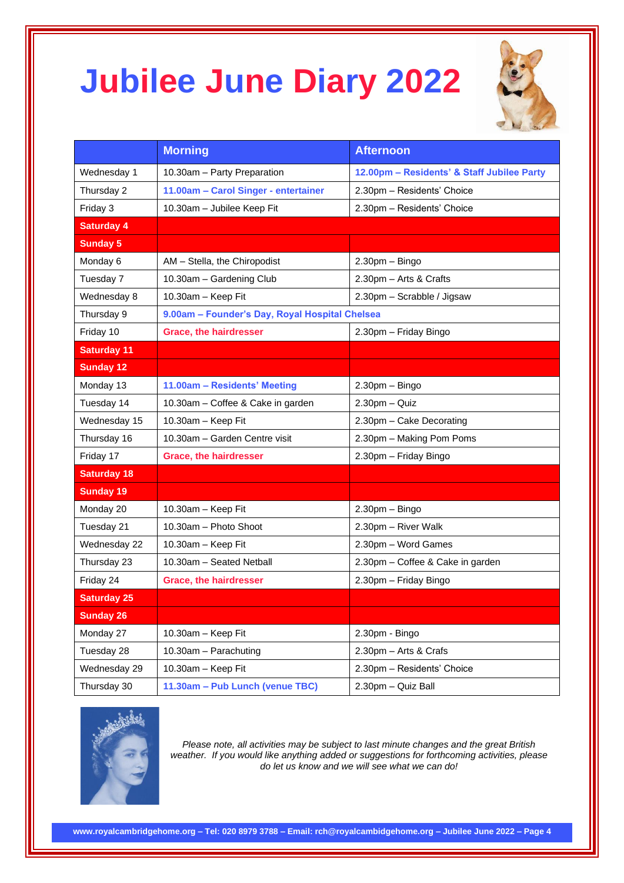# Jubilee June Diary 2022

| | Morning | Afternoon |
|---|---|---|
| Wednesday 1 | 10.30am – Party Preparation | **12.00pm – Residents' & Staff Jubilee Party** |
| Thursday 2 | **11.00am – Carol Singer - entertainer** | 2.30pm – Residents' Choice |
| Friday 3 | 10.30am – Jubilee Keep Fit | 2.30pm – Residents' Choice |
| **Saturday 4** | | |
| **Sunday 5** | | |
| Monday 6 | AM – Stella, the Chiropodist | 2.30pm – Bingo |
| Tuesday 7 | 10.30am – Gardening Club | 2.30pm – Arts & Crafts |
| Wednesday 8 | 10.30am – Keep Fit | 2.30pm – Scrabble / Jigsaw |
| Thursday 9 | **9.00am – Founder's Day, Royal Hospital Chelsea** | |
| Friday 10 | **Grace, the hairdresser** | 2.30pm – Friday Bingo |
| **Saturday 11** | | |
| **Sunday 12** | | |
| Monday 13 | **11.00am – Residents' Meeting** | 2.30pm – Bingo |
| Tuesday 14 | 10.30am – Coffee & Cake in garden | 2.30pm – Quiz |
| Wednesday 15 | 10.30am – Keep Fit | 2.30pm – Cake Decorating |
| Thursday 16 | 10.30am – Garden Centre visit | 2.30pm – Making Pom Poms |
| Friday 17 | **Grace, the hairdresser** | 2.30pm – Friday Bingo |
| **Saturday 18** | | |
| **Sunday 19** | | |
| Monday 20 | 10.30am – Keep Fit | 2.30pm – Bingo |
| Tuesday 21 | 10.30am – Photo Shoot | 2.30pm – River Walk |
| Wednesday 22 | 10.30am – Keep Fit | 2.30pm – Word Games |
| Thursday 23 | 10.30am – Seated Netball | 2.30pm – Coffee & Cake in garden |
| Friday 24 | **Grace, the hairdresser** | 2.30pm – Friday Bingo |
| **Saturday 25** | | |
| **Sunday 26** | | |
| Monday 27 | 10.30am – Keep Fit | 2.30pm - Bingo |
| Tuesday 28 | 10.30am – Parachuting | 2.30pm – Arts & Crafs |
| Wednesday 29 | 10.30am – Keep Fit | 2.30pm – Residents' Choice |
| Thursday 30 | **11.30am – Pub Lunch (venue TBC)** | 2.30pm – Quiz Ball |

*Please note, all activities may be subject to last minute changes and the great British weather. If you would like anything added or suggestions for forthcoming activities, please do let us know and we will see what we can do!*

**www.royalcambridgehome.org – Tel: 020 8979 3788 – Email: rch@royalcambidgehome.org – Jubilee June 2022**